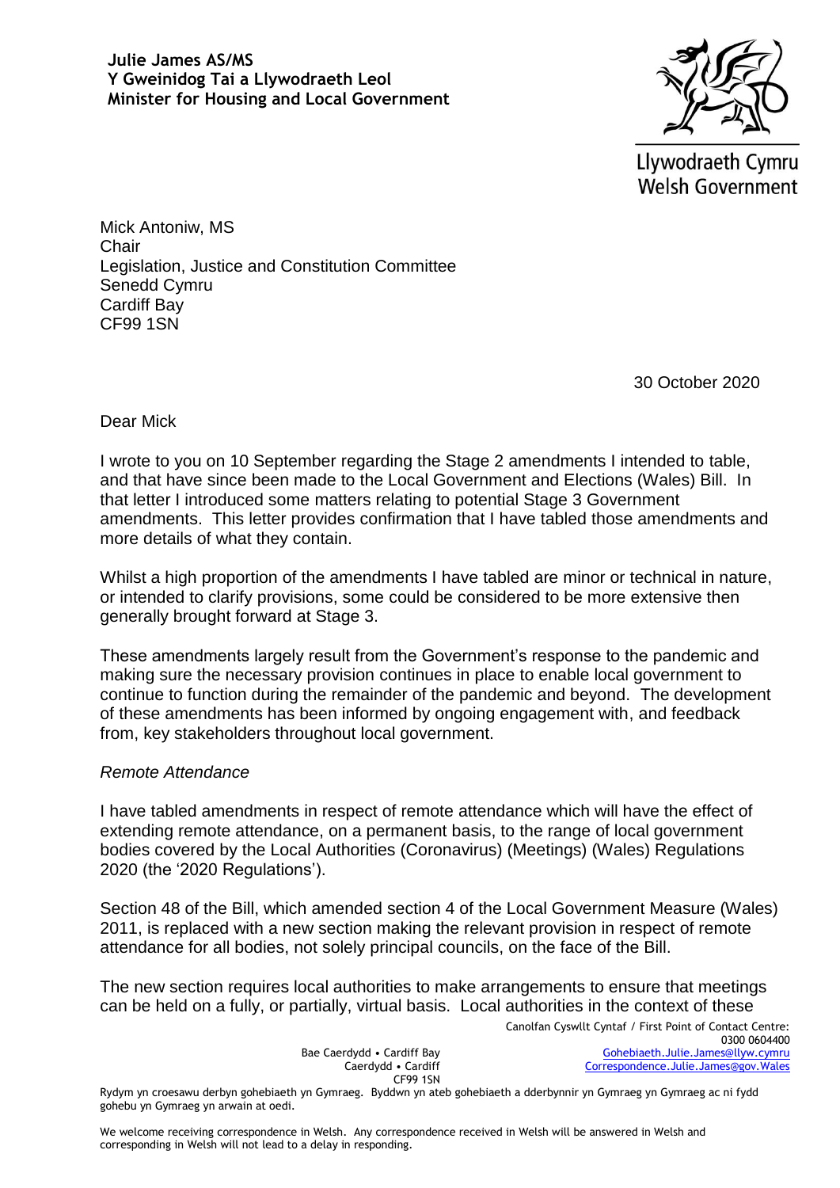**Julie James AS/MS**
**Y Gweinidog Tai a Llywodraeth Leol**
**Minister for Housing and Local Government**

Llywodraeth Cymru
Welsh Government

Mick Antoniw, MS
Chair
Legislation, Justice and Constitution Committee
Senedd Cymru
Cardiff Bay
CF99 1SN

30 October 2020

Dear Mick

I wrote to you on 10 September regarding the Stage 2 amendments I intended to table, and that have since been made to the Local Government and Elections (Wales) Bill. In that letter I introduced some matters relating to potential Stage 3 Government amendments. This letter provides confirmation that I have tabled those amendments and more details of what they contain.

Whilst a high proportion of the amendments I have tabled are minor or technical in nature, or intended to clarify provisions, some could be considered to be more extensive then generally brought forward at Stage 3.

These amendments largely result from the Government's response to the pandemic and making sure the necessary provision continues in place to enable local government to continue to function during the remainder of the pandemic and beyond. The development of these amendments has been informed by ongoing engagement with, and feedback from, key stakeholders throughout local government.

*Remote Attendance*

I have tabled amendments in respect of remote attendance which will have the effect of extending remote attendance, on a permanent basis, to the range of local government bodies covered by the Local Authorities (Coronavirus) (Meetings) (Wales) Regulations 2020 (the '2020 Regulations').

Section 48 of the Bill, which amended section 4 of the Local Government Measure (Wales) 2011, is replaced with a new section making the relevant provision in respect of remote attendance for all bodies, not solely principal councils, on the face of the Bill.

The new section requires local authorities to make arrangements to ensure that meetings can be held on a fully, or partially, virtual basis. Local authorities in the context of these

Bae Caerdydd • Cardiff Bay
Caerdydd • Cardiff
CF99 1SN

Canolfan Cyswllt Cyntaf / First Point of Contact Centre:
0300 0604400
Gohebiaeth.Julie.James@llyw.cymru
Correspondence.Julie.James@gov.Wales

Rydym yn croesawu derbyn gohebiaeth yn Gymraeg. Byddwn yn ateb gohebiaeth a dderbynnir yn Gymraeg yn Gymraeg ac ni fydd gohebu yn Gymraeg yn arwain at oedi.

We welcome receiving correspondence in Welsh. Any correspondence received in Welsh will be answered in Welsh and corresponding in Welsh will not lead to a delay in responding.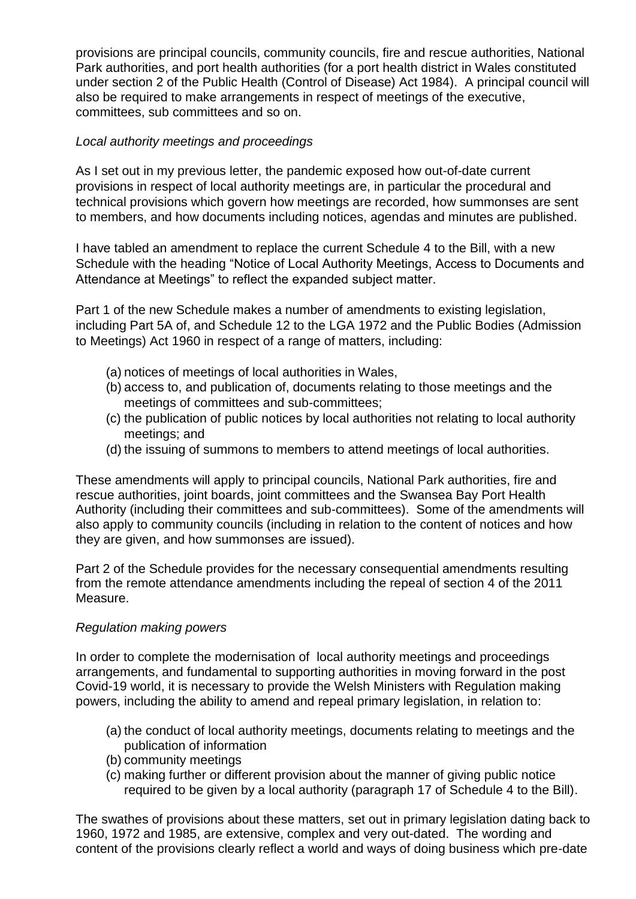provisions are principal councils, community councils, fire and rescue authorities, National Park authorities, and port health authorities (for a port health district in Wales constituted under section 2 of the Public Health (Control of Disease) Act 1984). A principal council will also be required to make arrangements in respect of meetings of the executive, committees, sub committees and so on.

*Local authority meetings and proceedings*

As I set out in my previous letter, the pandemic exposed how out-of-date current provisions in respect of local authority meetings are, in particular the procedural and technical provisions which govern how meetings are recorded, how summonses are sent to members, and how documents including notices, agendas and minutes are published.

I have tabled an amendment to replace the current Schedule 4 to the Bill, with a new Schedule with the heading "Notice of Local Authority Meetings, Access to Documents and Attendance at Meetings" to reflect the expanded subject matter.

Part 1 of the new Schedule makes a number of amendments to existing legislation, including Part 5A of, and Schedule 12 to the LGA 1972 and the Public Bodies (Admission to Meetings) Act 1960 in respect of a range of matters, including:

(a) notices of meetings of local authorities in Wales,
(b) access to, and publication of, documents relating to those meetings and the meetings of committees and sub-committees;
(c) the publication of public notices by local authorities not relating to local authority meetings; and
(d) the issuing of summons to members to attend meetings of local authorities.

These amendments will apply to principal councils, National Park authorities, fire and rescue authorities, joint boards, joint committees and the Swansea Bay Port Health Authority (including their committees and sub-committees). Some of the amendments will also apply to community councils (including in relation to the content of notices and how they are given, and how summonses are issued).

Part 2 of the Schedule provides for the necessary consequential amendments resulting from the remote attendance amendments including the repeal of section 4 of the 2011 Measure.

*Regulation making powers*

In order to complete the modernisation of local authority meetings and proceedings arrangements, and fundamental to supporting authorities in moving forward in the post Covid-19 world, it is necessary to provide the Welsh Ministers with Regulation making powers, including the ability to amend and repeal primary legislation, in relation to:

(a) the conduct of local authority meetings, documents relating to meetings and the publication of information
(b) community meetings
(c) making further or different provision about the manner of giving public notice required to be given by a local authority (paragraph 17 of Schedule 4 to the Bill).

The swathes of provisions about these matters, set out in primary legislation dating back to 1960, 1972 and 1985, are extensive, complex and very out-dated. The wording and content of the provisions clearly reflect a world and ways of doing business which pre-date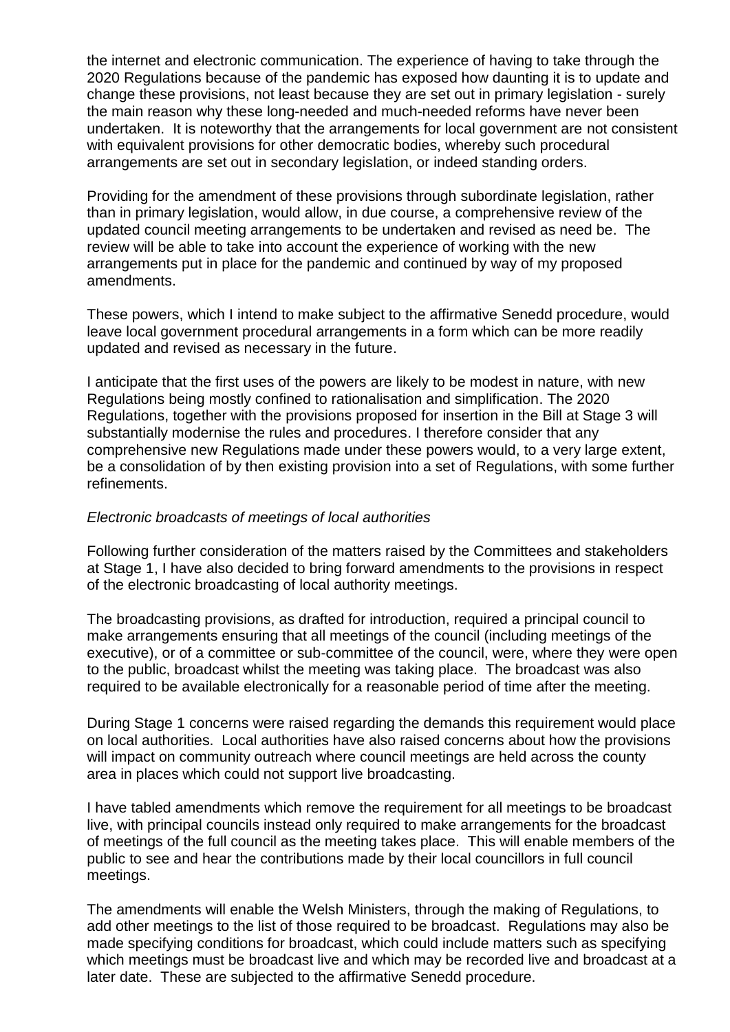the internet and electronic communication. The experience of having to take through the 2020 Regulations because of the pandemic has exposed how daunting it is to update and change these provisions, not least because they are set out in primary legislation - surely the main reason why these long-needed and much-needed reforms have never been undertaken. It is noteworthy that the arrangements for local government are not consistent with equivalent provisions for other democratic bodies, whereby such procedural arrangements are set out in secondary legislation, or indeed standing orders.

Providing for the amendment of these provisions through subordinate legislation, rather than in primary legislation, would allow, in due course, a comprehensive review of the updated council meeting arrangements to be undertaken and revised as need be. The review will be able to take into account the experience of working with the new arrangements put in place for the pandemic and continued by way of my proposed amendments.

These powers, which I intend to make subject to the affirmative Senedd procedure, would leave local government procedural arrangements in a form which can be more readily updated and revised as necessary in the future.

I anticipate that the first uses of the powers are likely to be modest in nature, with new Regulations being mostly confined to rationalisation and simplification. The 2020 Regulations, together with the provisions proposed for insertion in the Bill at Stage 3 will substantially modernise the rules and procedures. I therefore consider that any comprehensive new Regulations made under these powers would, to a very large extent, be a consolidation of by then existing provision into a set of Regulations, with some further refinements.

*Electronic broadcasts of meetings of local authorities*

Following further consideration of the matters raised by the Committees and stakeholders at Stage 1, I have also decided to bring forward amendments to the provisions in respect of the electronic broadcasting of local authority meetings.

The broadcasting provisions, as drafted for introduction, required a principal council to make arrangements ensuring that all meetings of the council (including meetings of the executive), or of a committee or sub-committee of the council, were, where they were open to the public, broadcast whilst the meeting was taking place. The broadcast was also required to be available electronically for a reasonable period of time after the meeting.

During Stage 1 concerns were raised regarding the demands this requirement would place on local authorities. Local authorities have also raised concerns about how the provisions will impact on community outreach where council meetings are held across the county area in places which could not support live broadcasting.

I have tabled amendments which remove the requirement for all meetings to be broadcast live, with principal councils instead only required to make arrangements for the broadcast of meetings of the full council as the meeting takes place. This will enable members of the public to see and hear the contributions made by their local councillors in full council meetings.

The amendments will enable the Welsh Ministers, through the making of Regulations, to add other meetings to the list of those required to be broadcast. Regulations may also be made specifying conditions for broadcast, which could include matters such as specifying which meetings must be broadcast live and which may be recorded live and broadcast at a later date. These are subjected to the affirmative Senedd procedure.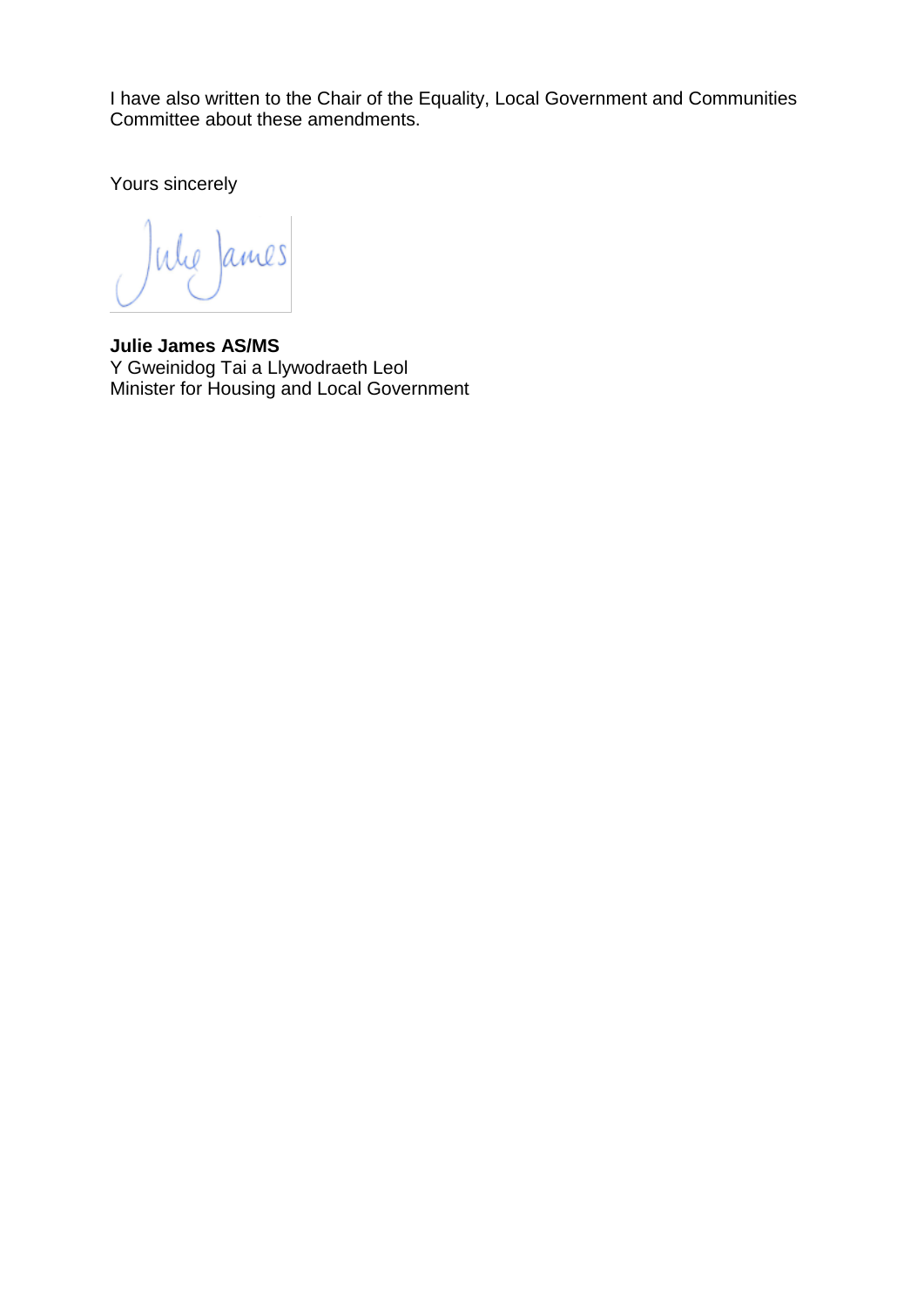I have also written to the Chair of the Equality, Local Government and Communities Committee about these amendments.

Yours sincerely

**Julie James AS/MS**
Y Gweinidog Tai a Llywodraeth Leol
Minister for Housing and Local Government